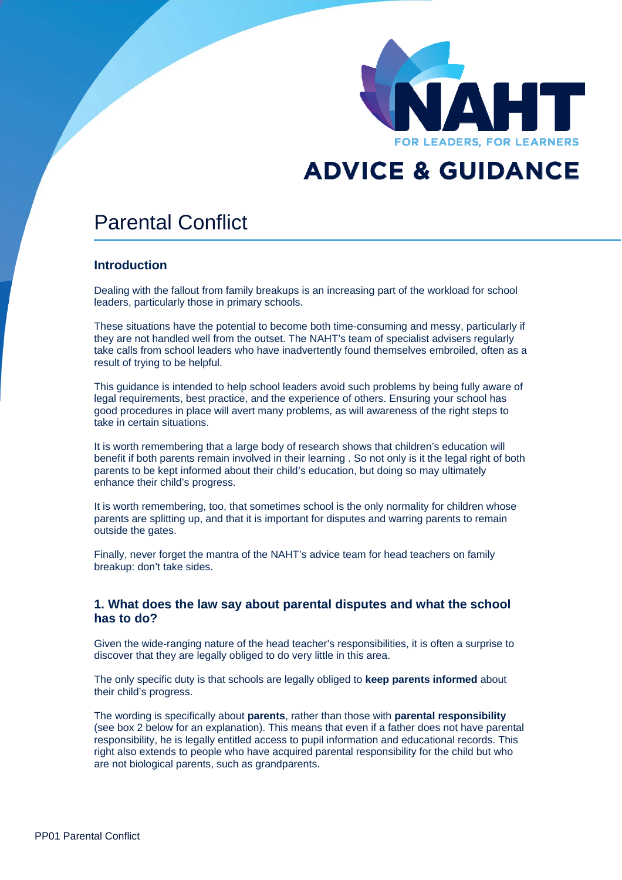NAHT

FOR LEADERS, FOR LEARNERS

ADVICE & GUIDANCE

# Parental Conflict

## Introduction

Dealing with the fallout from family breakups is an increasing part of the workload for school leaders, particularly those in primary schools.

These situations have the potential to become both time-consuming and messy, particularly if they are not handled well from the outset. The NAHT's team of specialist advisers regularly take calls from school leaders who have inadvertently found themselves embroiled, often as a result of trying to be helpful.

This guidance is intended to help school leaders avoid such problems by being fully aware of legal requirements, best practice, and the experience of others. Ensuring your school has good procedures in place will avert many problems, as will awareness of the right steps to take in certain situations.

It is worth remembering that a large body of research shows that children's education will benefit if both parents remain involved in their learning . So not only is it the legal right of both parents to be kept informed about their child's education, but doing so may ultimately enhance their child's progress.

It is worth remembering, too, that sometimes school is the only normality for children whose parents are splitting up, and that it is important for disputes and warring parents to remain outside the gates.

Finally, never forget the mantra of the NAHT's advice team for head teachers on family breakup: don't take sides.

## 1. What does the law say about parental disputes and what the school has to do?

Given the wide-ranging nature of the head teacher's responsibilities, it is often a surprise to discover that they are legally obliged to do very little in this area.

The only specific duty is that schools are legally obliged to **keep parents informed** about their child's progress.

The wording is specifically about **parents**, rather than those with **parental responsibility** (see box 2 below for an explanation). This means that even if a father does not have parental responsibility, he is legally entitled access to pupil information and educational records. This right also extends to people who have acquired parental responsibility for the child but who are not biological parents, such as grandparents.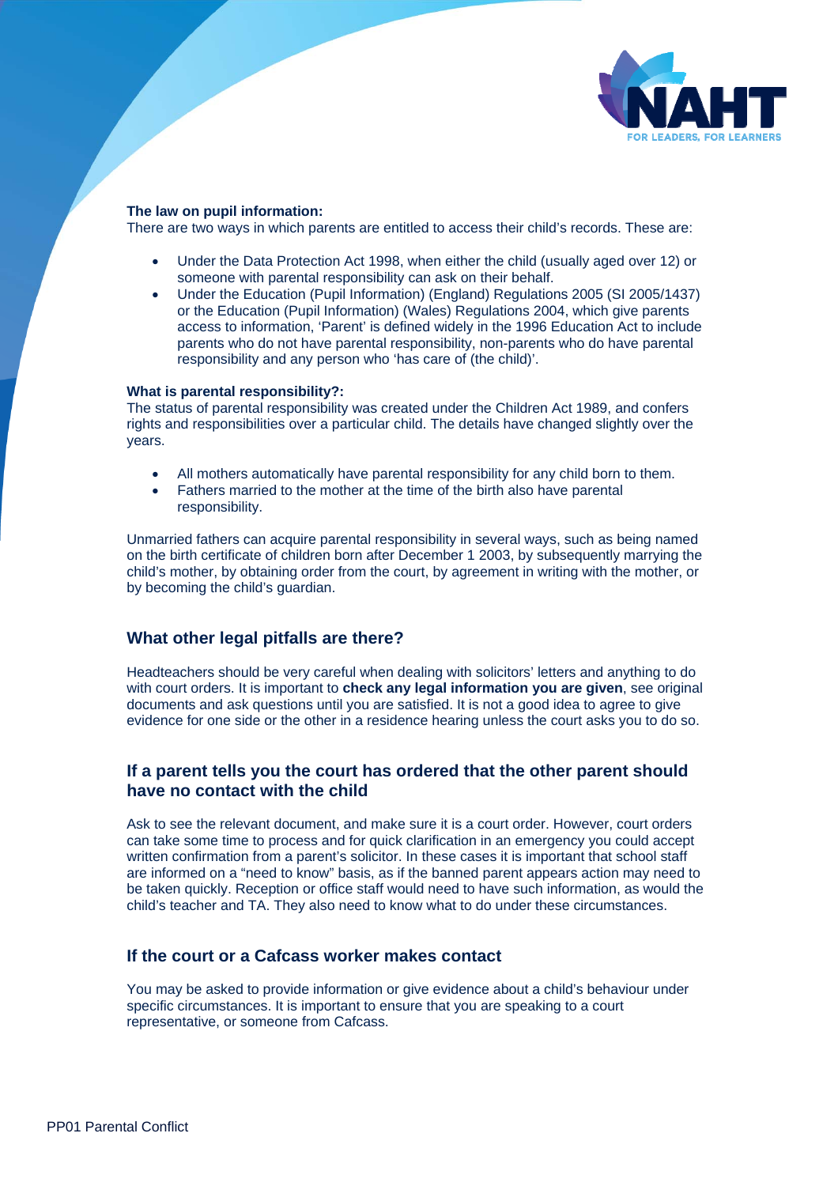**The law on pupil information:**
There are two ways in which parents are entitled to access their child's records. These are:

- Under the Data Protection Act 1998, when either the child (usually aged over 12) or someone with parental responsibility can ask on their behalf.
- Under the Education (Pupil Information) (England) Regulations 2005 (SI 2005/1437) or the Education (Pupil Information) (Wales) Regulations 2004, which give parents access to information, 'Parent' is defined widely in the 1996 Education Act to include parents who do not have parental responsibility, non-parents who do have parental responsibility and any person who 'has care of (the child)'.

**What is parental responsibility?:**
The status of parental responsibility was created under the Children Act 1989, and confers rights and responsibilities over a particular child. The details have changed slightly over the years.

- All mothers automatically have parental responsibility for any child born to them.
- Fathers married to the mother at the time of the birth also have parental responsibility.

Unmarried fathers can acquire parental responsibility in several ways, such as being named on the birth certificate of children born after December 1 2003, by subsequently marrying the child's mother, by obtaining order from the court, by agreement in writing with the mother, or by becoming the child's guardian.

## What other legal pitfalls are there?

Headteachers should be very careful when dealing with solicitors' letters and anything to do with court orders. It is important to **check any legal information you are given**, see original documents and ask questions until you are satisfied. It is not a good idea to agree to give evidence for one side or the other in a residence hearing unless the court asks you to do so.

## If a parent tells you the court has ordered that the other parent should have no contact with the child

Ask to see the relevant document, and make sure it is a court order. However, court orders can take some time to process and for quick clarification in an emergency you could accept written confirmation from a parent's solicitor. In these cases it is important that school staff are informed on a "need to know" basis, as if the banned parent appears action may need to be taken quickly. Reception or office staff would need to have such information, as would the child's teacher and TA. They also need to know what to do under these circumstances.

## If the court or a Cafcass worker makes contact

You may be asked to provide information or give evidence about a child's behaviour under specific circumstances. It is important to ensure that you are speaking to a court representative, or someone from Cafcass.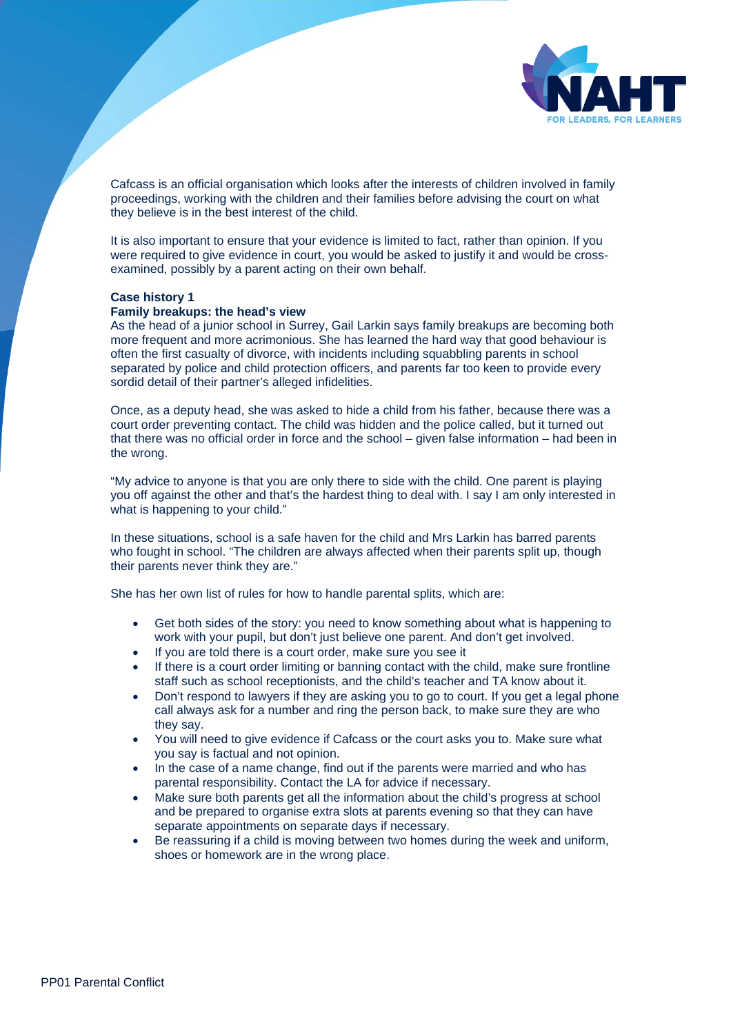Cafcass is an official organisation which looks after the interests of children involved in family proceedings, working with the children and their families before advising the court on what they believe is in the best interest of the child.

It is also important to ensure that your evidence is limited to fact, rather than opinion. If you were required to give evidence in court, you would be asked to justify it and would be cross-examined, possibly by a parent acting on their own behalf.

**Case history 1**

**Family breakups: the head's view**

As the head of a junior school in Surrey, Gail Larkin says family breakups are becoming both more frequent and more acrimonious. She has learned the hard way that good behaviour is often the first casualty of divorce, with incidents including squabbling parents in school separated by police and child protection officers, and parents far too keen to provide every sordid detail of their partner's alleged infidelities.

Once, as a deputy head, she was asked to hide a child from his father, because there was a court order preventing contact. The child was hidden and the police called, but it turned out that there was no official order in force and the school – given false information – had been in the wrong.

"My advice to anyone is that you are only there to side with the child. One parent is playing you off against the other and that's the hardest thing to deal with. I say I am only interested in what is happening to your child."

In these situations, school is a safe haven for the child and Mrs Larkin has barred parents who fought in school. "The children are always affected when their parents split up, though their parents never think they are."

She has her own list of rules for how to handle parental splits, which are:

- Get both sides of the story: you need to know something about what is happening to work with your pupil, but don't just believe one parent. And don't get involved.
- If you are told there is a court order, make sure you see it
- If there is a court order limiting or banning contact with the child, make sure frontline staff such as school receptionists, and the child's teacher and TA know about it.
- Don't respond to lawyers if they are asking you to go to court. If you get a legal phone call always ask for a number and ring the person back, to make sure they are who they say.
- You will need to give evidence if Cafcass or the court asks you to. Make sure what you say is factual and not opinion.
- In the case of a name change, find out if the parents were married and who has parental responsibility. Contact the LA for advice if necessary.
- Make sure both parents get all the information about the child's progress at school and be prepared to organise extra slots at parents evening so that they can have separate appointments on separate days if necessary.
- Be reassuring if a child is moving between two homes during the week and uniform, shoes or homework are in the wrong place.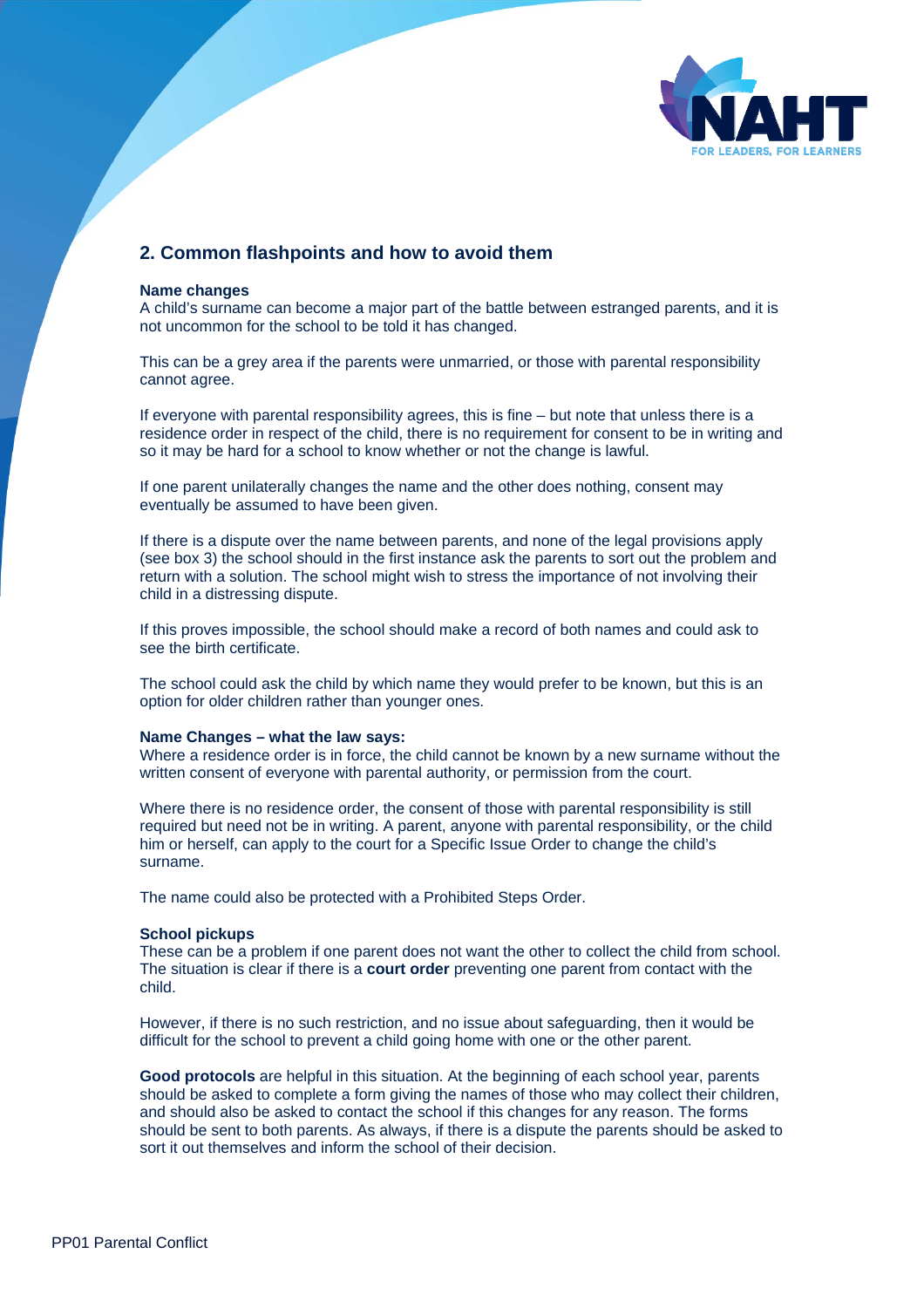## 2. Common flashpoints and how to avoid them

**Name changes**
A child's surname can become a major part of the battle between estranged parents, and it is not uncommon for the school to be told it has changed.

This can be a grey area if the parents were unmarried, or those with parental responsibility cannot agree.

If everyone with parental responsibility agrees, this is fine – but note that unless there is a residence order in respect of the child, there is no requirement for consent to be in writing and so it may be hard for a school to know whether or not the change is lawful.

If one parent unilaterally changes the name and the other does nothing, consent may eventually be assumed to have been given.

If there is a dispute over the name between parents, and none of the legal provisions apply (see box 3) the school should in the first instance ask the parents to sort out the problem and return with a solution. The school might wish to stress the importance of not involving their child in a distressing dispute.

If this proves impossible, the school should make a record of both names and could ask to see the birth certificate.

The school could ask the child by which name they would prefer to be known, but this is an option for older children rather than younger ones.

**Name Changes – what the law says:**
Where a residence order is in force, the child cannot be known by a new surname without the written consent of everyone with parental authority, or permission from the court.

Where there is no residence order, the consent of those with parental responsibility is still required but need not be in writing. A parent, anyone with parental responsibility, or the child him or herself, can apply to the court for a Specific Issue Order to change the child's surname.

The name could also be protected with a Prohibited Steps Order.

**School pickups**
These can be a problem if one parent does not want the other to collect the child from school. The situation is clear if there is a **court order** preventing one parent from contact with the child.

However, if there is no such restriction, and no issue about safeguarding, then it would be difficult for the school to prevent a child going home with one or the other parent.

**Good protocols** are helpful in this situation. At the beginning of each school year, parents should be asked to complete a form giving the names of those who may collect their children, and should also be asked to contact the school if this changes for any reason. The forms should be sent to both parents. As always, if there is a dispute the parents should be asked to sort it out themselves and inform the school of their decision.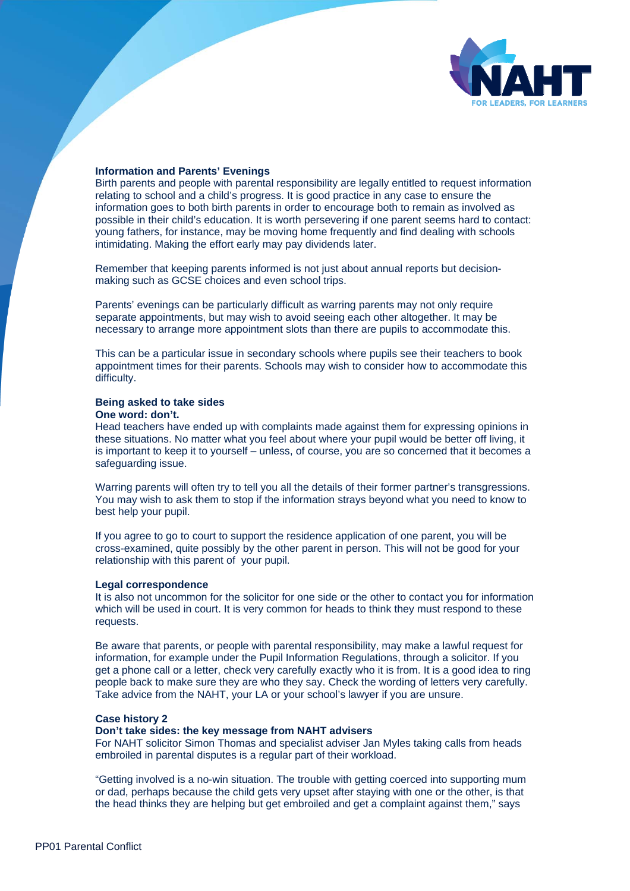**Information and Parents' Evenings**

Birth parents and people with parental responsibility are legally entitled to request information relating to school and a child's progress. It is good practice in any case to ensure the information goes to both birth parents in order to encourage both to remain as involved as possible in their child's education. It is worth persevering if one parent seems hard to contact: young fathers, for instance, may be moving home frequently and find dealing with schools intimidating. Making the effort early may pay dividends later.

Remember that keeping parents informed is not just about annual reports but decision-making such as GCSE choices and even school trips.

Parents' evenings can be particularly difficult as warring parents may not only require separate appointments, but may wish to avoid seeing each other altogether. It may be necessary to arrange more appointment slots than there are pupils to accommodate this.

This can be a particular issue in secondary schools where pupils see their teachers to book appointment times for their parents. Schools may wish to consider how to accommodate this difficulty.

**Being asked to take sides**

**One word: don't.**

Head teachers have ended up with complaints made against them for expressing opinions in these situations. No matter what you feel about where your pupil would be better off living, it is important to keep it to yourself – unless, of course, you are so concerned that it becomes a safeguarding issue.

Warring parents will often try to tell you all the details of their former partner's transgressions. You may wish to ask them to stop if the information strays beyond what you need to know to best help your pupil.

If you agree to go to court to support the residence application of one parent, you will be cross-examined, quite possibly by the other parent in person. This will not be good for your relationship with this parent of your pupil.

**Legal correspondence**

It is also not uncommon for the solicitor for one side or the other to contact you for information which will be used in court. It is very common for heads to think they must respond to these requests.

Be aware that parents, or people with parental responsibility, may make a lawful request for information, for example under the Pupil Information Regulations, through a solicitor. If you get a phone call or a letter, check very carefully exactly who it is from. It is a good idea to ring people back to make sure they are who they say. Check the wording of letters very carefully. Take advice from the NAHT, your LA or your school's lawyer if you are unsure.

**Case history 2**

**Don't take sides: the key message from NAHT advisers**

For NAHT solicitor Simon Thomas and specialist adviser Jan Myles taking calls from heads embroiled in parental disputes is a regular part of their workload.

"Getting involved is a no-win situation. The trouble with getting coerced into supporting mum or dad, perhaps because the child gets very upset after staying with one or the other, is that the head thinks they are helping but get embroiled and get a complaint against them," says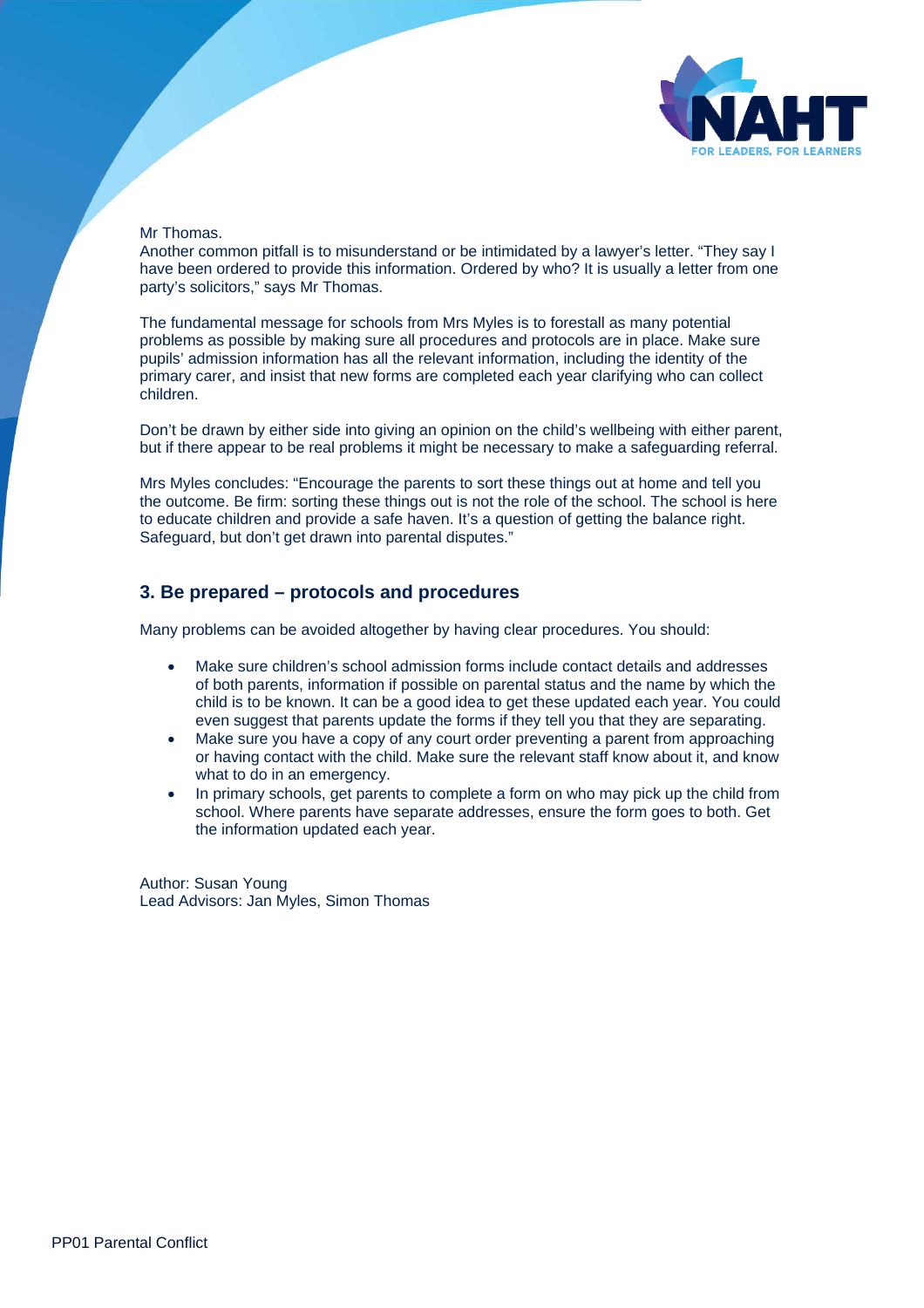Mr Thomas.
Another common pitfall is to misunderstand or be intimidated by a lawyer's letter. "They say I have been ordered to provide this information. Ordered by who? It is usually a letter from one party's solicitors," says Mr Thomas.

The fundamental message for schools from Mrs Myles is to forestall as many potential problems as possible by making sure all procedures and protocols are in place. Make sure pupils' admission information has all the relevant information, including the identity of the primary carer, and insist that new forms are completed each year clarifying who can collect children.

Don't be drawn by either side into giving an opinion on the child's wellbeing with either parent, but if there appear to be real problems it might be necessary to make a safeguarding referral.

Mrs Myles concludes: "Encourage the parents to sort these things out at home and tell you the outcome. Be firm: sorting these things out is not the role of the school. The school is here to educate children and provide a safe haven. It's a question of getting the balance right. Safeguard, but don't get drawn into parental disputes."

### 3. Be prepared – protocols and procedures

Many problems can be avoided altogether by having clear procedures. You should:

- Make sure children's school admission forms include contact details and addresses of both parents, information if possible on parental status and the name by which the child is to be known. It can be a good idea to get these updated each year. You could even suggest that parents update the forms if they tell you that they are separating.
- Make sure you have a copy of any court order preventing a parent from approaching or having contact with the child. Make sure the relevant staff know about it, and know what to do in an emergency.
- In primary schools, get parents to complete a form on who may pick up the child from school. Where parents have separate addresses, ensure the form goes to both. Get the information updated each year.

Author: Susan Young
Lead Advisors: Jan Myles, Simon Thomas